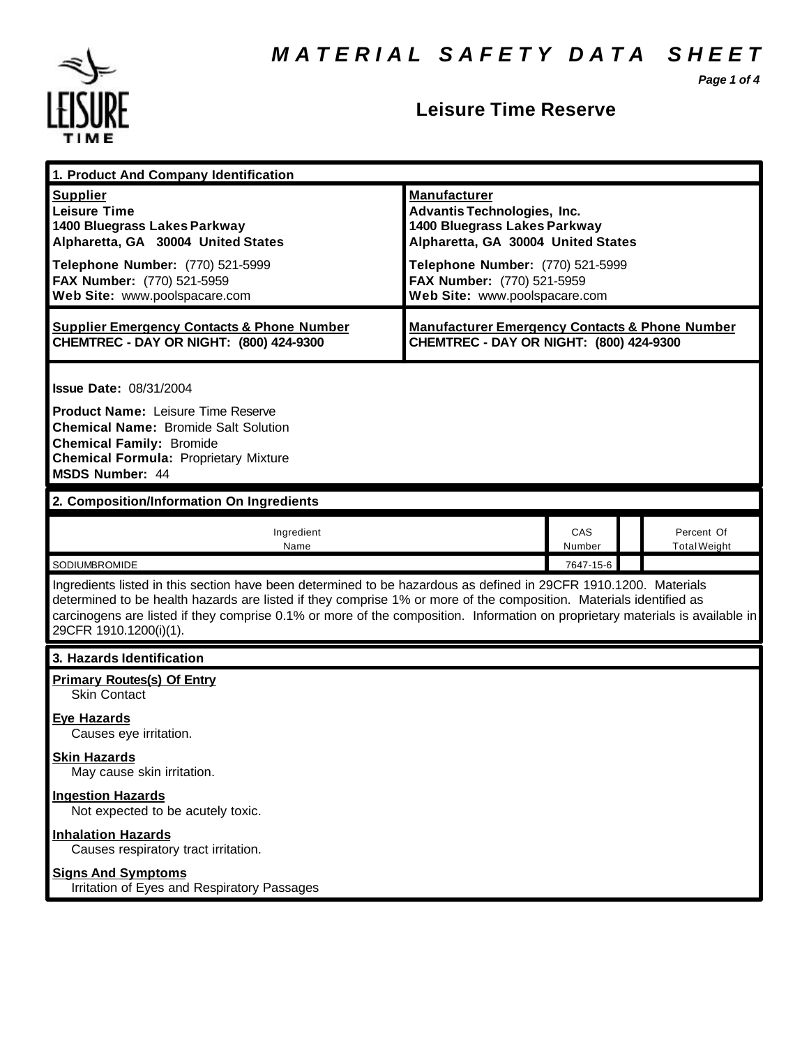# MATERIAL SAFETY DATA SHEET

## Leisure Time Reserve

### 1. Product And Company Identification

| Supplier | Manufacturer |
|---|---|
| **Leisure Time**<br>**1400 Bluegrass Lakes Parkway**<br>**Alpharetta, GA 30004 United States** | **Advantis Technologies, Inc.**<br>**1400 Bluegrass Lakes Parkway**<br>**Alpharetta, GA 30004 United States** |
| **Telephone Number:** (770) 521-5999<br>**FAX Number:** (770) 521-5959<br>**Web Site:** www.poolspacare.com | **Telephone Number:** (770) 521-5999<br>**FAX Number:** (770) 521-5959<br>**Web Site:** www.poolspacare.com |
| **Supplier Emergency Contacts & Phone Number**<br>**CHEMTREC - DAY OR NIGHT: (800) 424-9300** | **Manufacturer Emergency Contacts & Phone Number**<br>**CHEMTREC - DAY OR NIGHT: (800) 424-9300** |

**Issue Date:** 08/31/2004

**Product Name:** Leisure Time Reserve
**Chemical Name:** Bromide Salt Solution
**Chemical Family:** Bromide
**Chemical Formula:** Proprietary Mixture
**MSDS Number:** 44

### 2. Composition/Information On Ingredients

| Ingredient Name | CAS Number | | Percent Of Total Weight |
|---|---|---|---|
| SODIUMBROMIDE | 7647-15-6 | | |

Ingredients listed in this section have been determined to be hazardous as defined in 29CFR 1910.1200. Materials determined to be health hazards are listed if they comprise 1% or more of the composition. Materials identified as carcinogens are listed if they comprise 0.1% or more of the composition. Information on proprietary materials is available in 29CFR 1910.1200(i)(1).

### 3. Hazards Identification

**Primary Routes(s) Of Entry**
Skin Contact

**Eye Hazards**
Causes eye irritation.

**Skin Hazards**
May cause skin irritation.

**Ingestion Hazards**
Not expected to be acutely toxic.

**Inhalation Hazards**
Causes respiratory tract irritation.

**Signs And Symptoms**
Irritation of Eyes and Respiratory Passages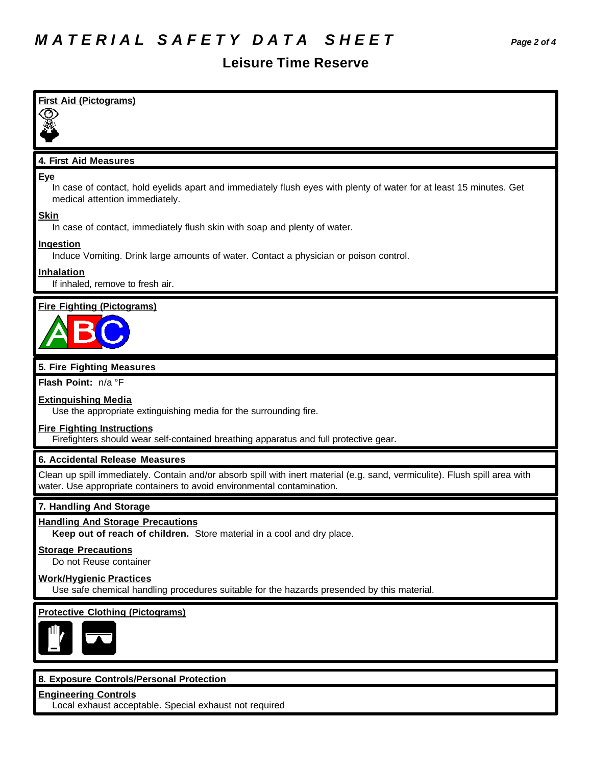# MATERIAL SAFETY DATA SHEET

## Leisure Time Reserve

**First Aid (Pictograms)**

### 4. First Aid Measures

**Eye**

In case of contact, hold eyelids apart and immediately flush eyes with plenty of water for at least 15 minutes. Get medical attention immediately.

**Skin**

In case of contact, immediately flush skin with soap and plenty of water.

**Ingestion**

Induce Vomiting. Drink large amounts of water. Contact a physician or poison control.

**Inhalation**

If inhaled, remove to fresh air.

**Fire Fighting (Pictograms)**

### 5. Fire Fighting Measures

**Flash Point:** n/a °F

**Extinguishing Media**

Use the appropriate extinguishing media for the surrounding fire.

**Fire Fighting Instructions**

Firefighters should wear self-contained breathing apparatus and full protective gear.

### 6. Accidental Release Measures

Clean up spill immediately. Contain and/or absorb spill with inert material (e.g. sand, vermiculite). Flush spill area with water. Use appropriate containers to avoid environmental contamination.

### 7. Handling And Storage

**Handling And Storage Precautions**

**Keep out of reach of children.** Store material in a cool and dry place.

**Storage Precautions**

Do not Reuse container

**Work/Hygienic Practices**

Use safe chemical handling procedures suitable for the hazards presended by this material.

**Protective Clothing (Pictograms)**

### 8. Exposure Controls/Personal Protection

**Engineering Controls**

Local exhaust acceptable. Special exhaust not required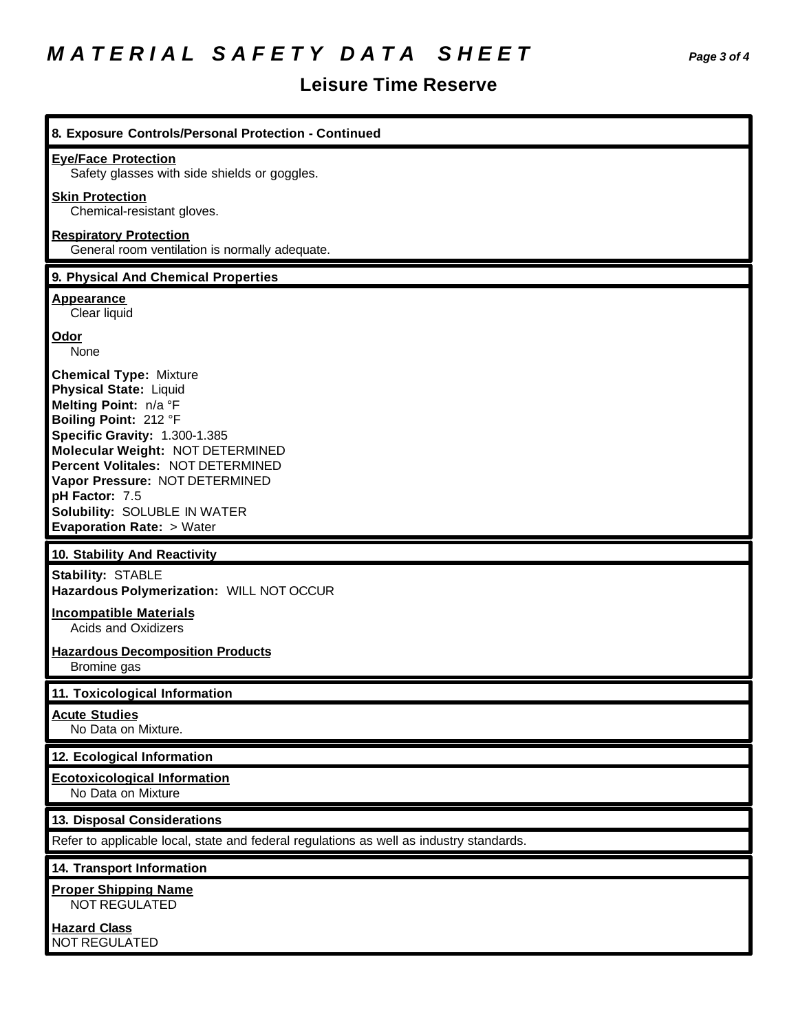# MATERIAL SAFETY DATA SHEET

## Leisure Time Reserve

### 8. Exposure Controls/Personal Protection - Continued

**Eye/Face Protection**
Safety glasses with side shields or goggles.

**Skin Protection**
Chemical-resistant gloves.

**Respiratory Protection**
General room ventilation is normally adequate.

### 9. Physical And Chemical Properties

**Appearance**
Clear liquid

**Odor**
None

**Chemical Type:** Mixture
**Physical State:** Liquid
**Melting Point:** n/a °F
**Boiling Point:** 212 °F
**Specific Gravity:** 1.300-1.385
**Molecular Weight:** NOT DETERMINED
**Percent Volitales:** NOT DETERMINED
**Vapor Pressure:** NOT DETERMINED
**pH Factor:** 7.5
**Solubility:** SOLUBLE IN WATER
**Evaporation Rate:** > Water

### 10. Stability And Reactivity

**Stability:** STABLE
**Hazardous Polymerization:** WILL NOT OCCUR

**Incompatible Materials**
Acids and Oxidizers

**Hazardous Decomposition Products**
Bromine gas

### 11. Toxicological Information

**Acute Studies**
No Data on Mixture.

### 12. Ecological Information

**Ecotoxicological Information**
No Data on Mixture

### 13. Disposal Considerations

Refer to applicable local, state and federal regulations as well as industry standards.

### 14. Transport Information

**Proper Shipping Name**
NOT REGULATED

**Hazard Class**
NOT REGULATED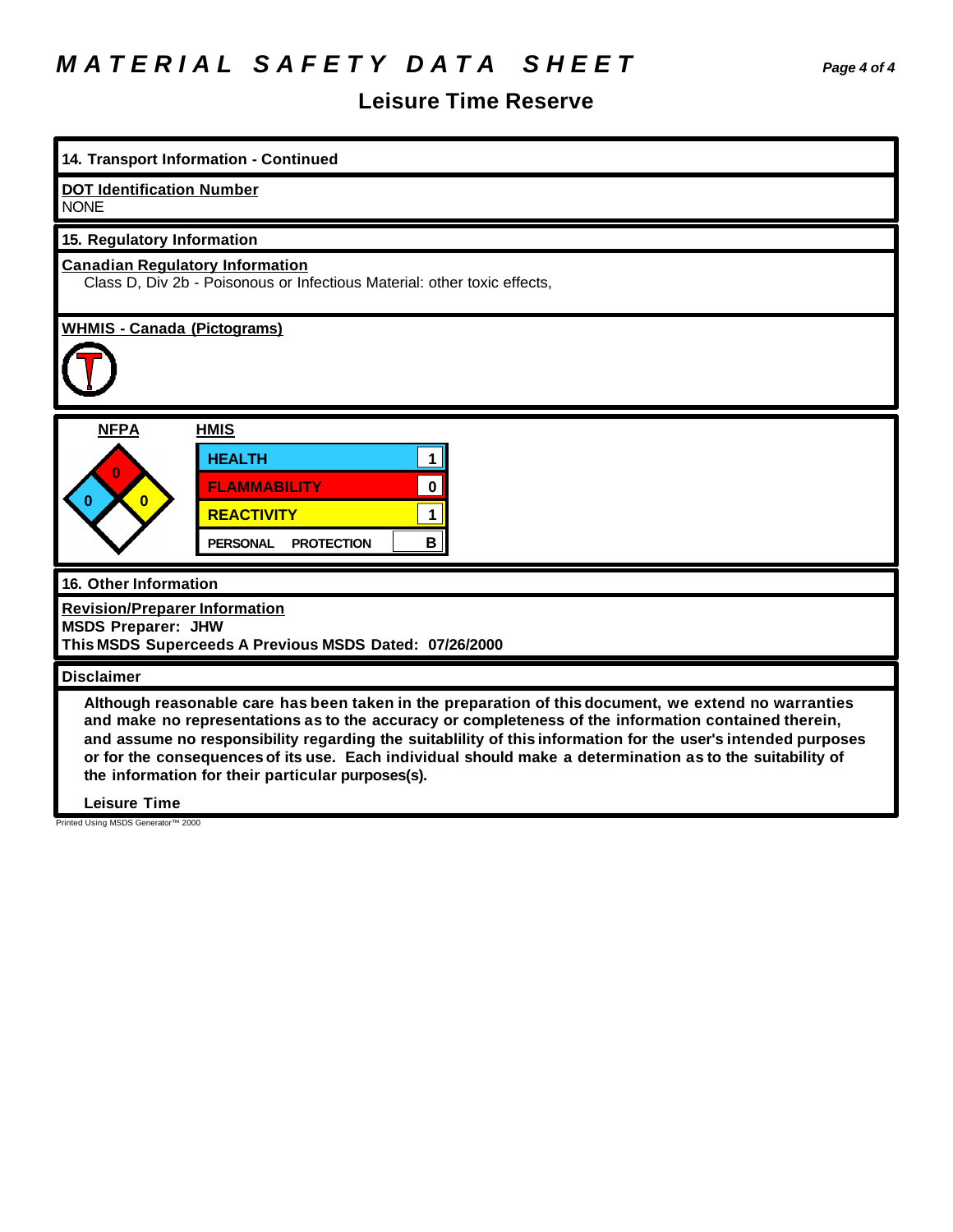# MATERIAL SAFETY DATA SHEET

## Leisure Time Reserve

### 14. Transport Information - Continued

**DOT Identification Number**
NONE

### 15. Regulatory Information

**Canadian Regulatory Information**
Class D, Div 2b - Poisonous or Infectious Material: other toxic effects,

**WHMIS - Canada (Pictograms)**

**NFPA**

0
0 0

**HMIS**

| | |
|---|---|
| HEALTH | 1 |
| FLAMMABILITY | 0 |
| REACTIVITY | 1 |
| PERSONAL PROTECTION | B |

### 16. Other Information

**Revision/Preparer Information**
**MSDS Preparer: JHW**
**This MSDS Superceeds A Previous MSDS Dated: 07/26/2000**

### Disclaimer

**Although reasonable care has been taken in the preparation of this document, we extend no warranties and make no representations as to the accuracy or completeness of the information contained therein, and assume no responsibility regarding the suitablility of this information for the user's intended purposes or for the consequences of its use. Each individual should make a determination as to the suitability of the information for their particular purposes(s).**

**Leisure Time**

Printed Using MSDS Generator™ 2000